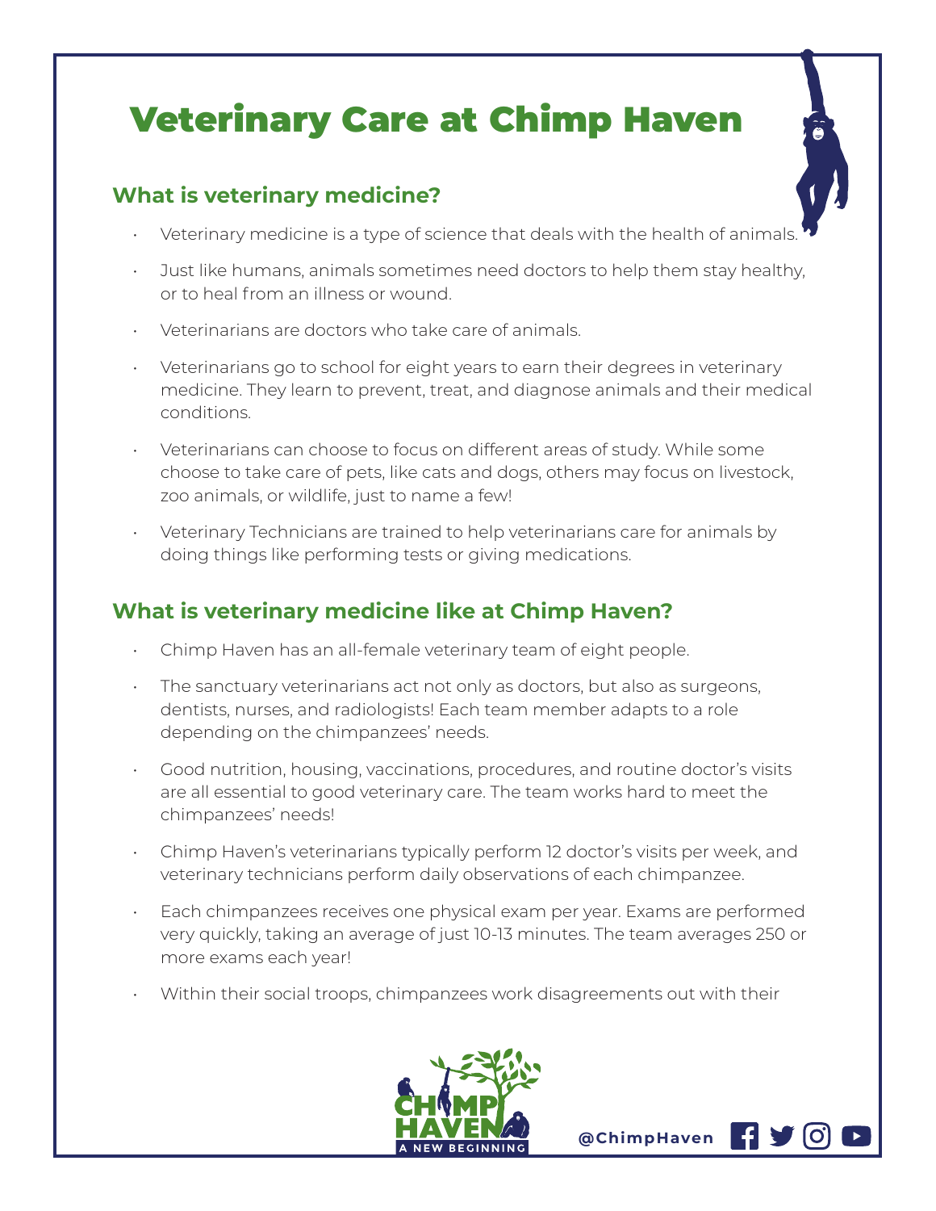# Veterinary Care at Chimp Haven

## What is veterinary medicine?

- Veterinary medicine is a type of science that deals with the health of animals.
- Just like humans, animals sometimes need doctors to help them stay healthy, or to heal from an illness or wound.
- Veterinarians are doctors who take care of animals.
- Veterinarians go to school for eight years to earn their degrees in veterinary medicine. They learn to prevent, treat, and diagnose animals and their medical conditions.
- Veterinarians can choose to focus on different areas of study. While some choose to take care of pets, like cats and dogs, others may focus on livestock, zoo animals, or wildlife, just to name a few!
- Veterinary Technicians are trained to help veterinarians care for animals by doing things like performing tests or giving medications.

## What is veterinary medicine like at Chimp Haven?

- Chimp Haven has an all-female veterinary team of eight people.
- The sanctuary veterinarians act not only as doctors, but also as surgeons, dentists, nurses, and radiologists! Each team member adapts to a role depending on the chimpanzees' needs.
- Good nutrition, housing, vaccinations, procedures, and routine doctor's visits are all essential to good veterinary care. The team works hard to meet the chimpanzees' needs!
- Chimp Haven's veterinarians typically perform 12 doctor's visits per week, and veterinary technicians perform daily observations of each chimpanzee.
- Each chimpanzees receives one physical exam per year. Exams are performed very quickly, taking an average of just 10-13 minutes. The team averages 250 or more exams each year!
- Within their social troops, chimpanzees work disagreements out with their

CHIMP HAVEN A NEW BEGINNING

@ChimpHaven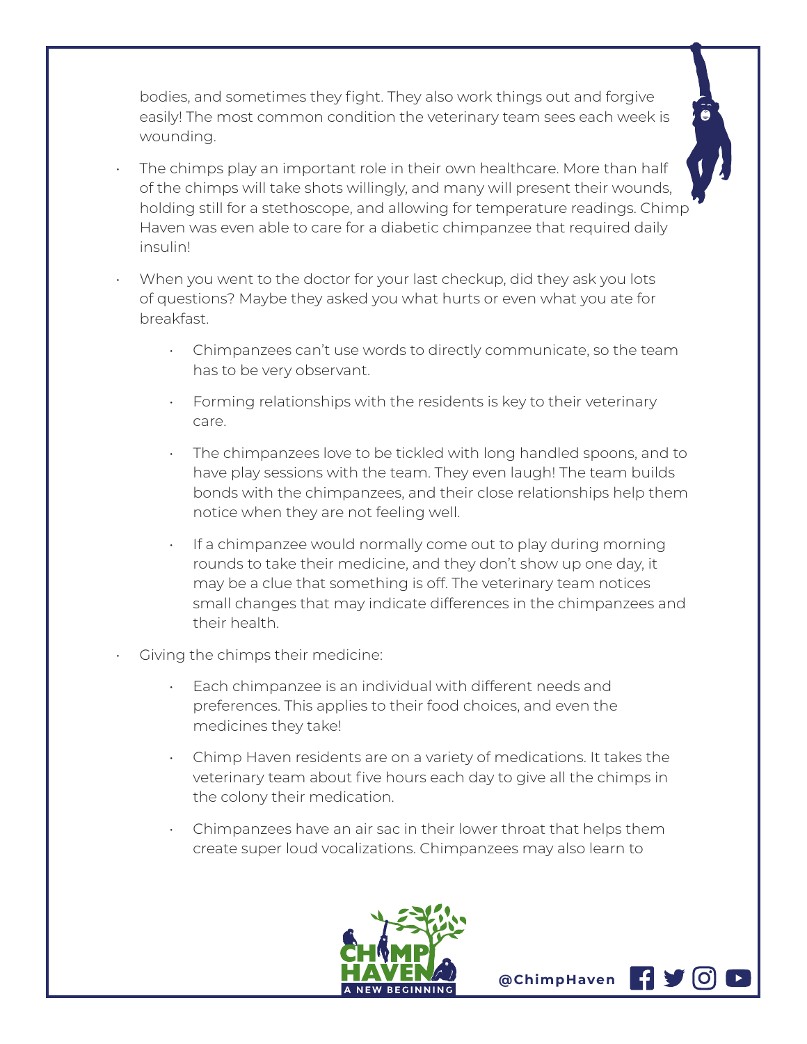bodies, and sometimes they fight. They also work things out and forgive easily! The most common condition the veterinary team sees each week is wounding.

- The chimps play an important role in their own healthcare. More than half of the chimps will take shots willingly, and many will present their wounds, holding still for a stethoscope, and allowing for temperature readings. Chimp Haven was even able to care for a diabetic chimpanzee that required daily insulin!
- When you went to the doctor for your last checkup, did they ask you lots of questions? Maybe they asked you what hurts or even what you ate for breakfast.
  - Chimpanzees can't use words to directly communicate, so the team has to be very observant.
  - Forming relationships with the residents is key to their veterinary care.
  - The chimpanzees love to be tickled with long handled spoons, and to have play sessions with the team. They even laugh! The team builds bonds with the chimpanzees, and their close relationships help them notice when they are not feeling well.
  - If a chimpanzee would normally come out to play during morning rounds to take their medicine, and they don't show up one day, it may be a clue that something is off. The veterinary team notices small changes that may indicate differences in the chimpanzees and their health.
- Giving the chimps their medicine:
  - Each chimpanzee is an individual with different needs and preferences. This applies to their food choices, and even the medicines they take!
  - Chimp Haven residents are on a variety of medications. It takes the veterinary team about five hours each day to give all the chimps in the colony their medication.
  - Chimpanzees have an air sac in their lower throat that helps them create super loud vocalizations. Chimpanzees may also learn to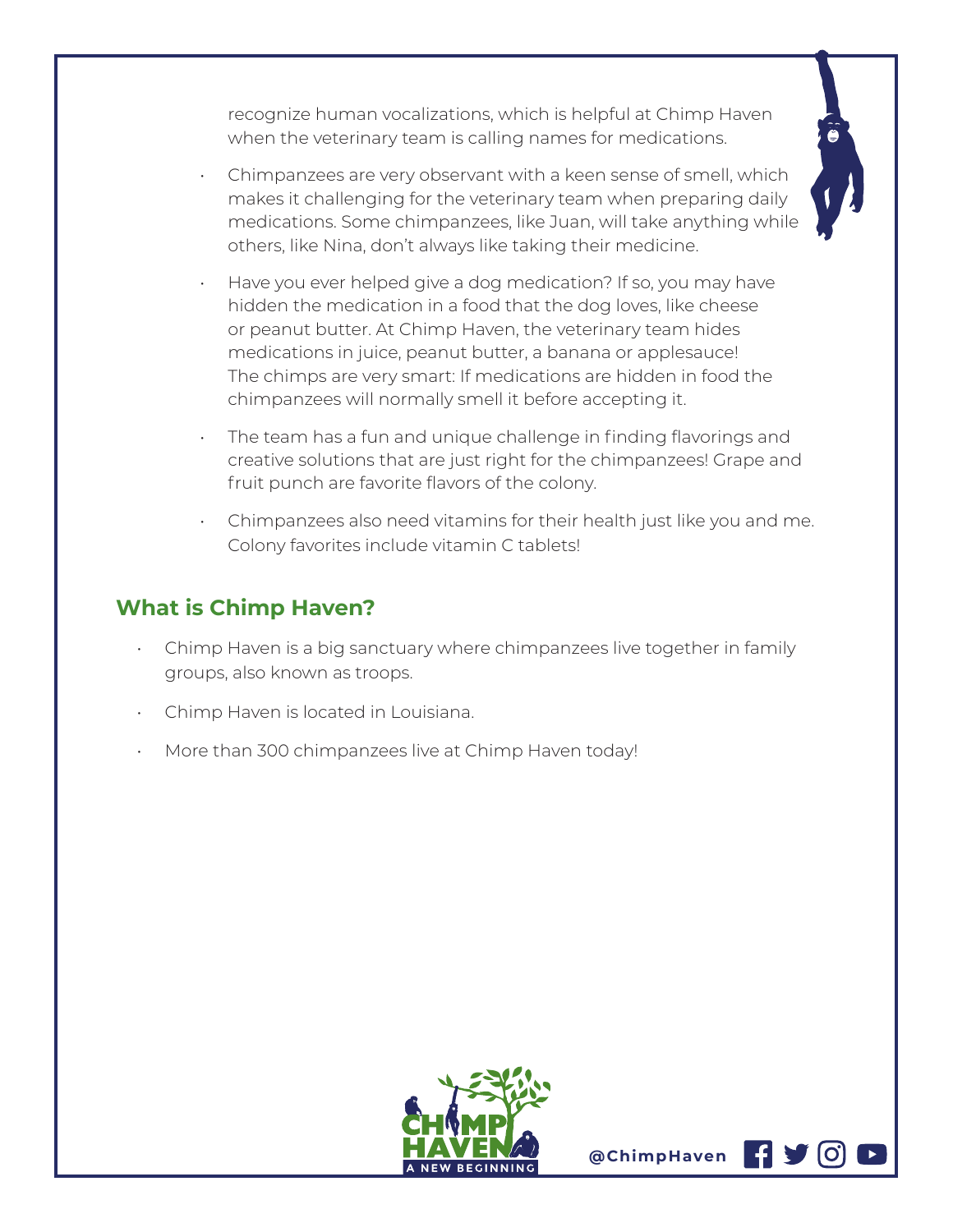recognize human vocalizations, which is helpful at Chimp Haven when the veterinary team is calling names for medications.

- Chimpanzees are very observant with a keen sense of smell, which makes it challenging for the veterinary team when preparing daily medications. Some chimpanzees, like Juan, will take anything while others, like Nina, don't always like taking their medicine.
- Have you ever helped give a dog medication? If so, you may have hidden the medication in a food that the dog loves, like cheese or peanut butter. At Chimp Haven, the veterinary team hides medications in juice, peanut butter, a banana or applesauce! The chimps are very smart: If medications are hidden in food the chimpanzees will normally smell it before accepting it.
- The team has a fun and unique challenge in finding flavorings and creative solutions that are just right for the chimpanzees! Grape and fruit punch are favorite flavors of the colony.
- Chimpanzees also need vitamins for their health just like you and me. Colony favorites include vitamin C tablets!

## What is Chimp Haven?

- Chimp Haven is a big sanctuary where chimpanzees live together in family groups, also known as troops.
- Chimp Haven is located in Louisiana.
- More than 300 chimpanzees live at Chimp Haven today!

CHIMP HAVEN
A NEW BEGINNING

@ChimpHaven